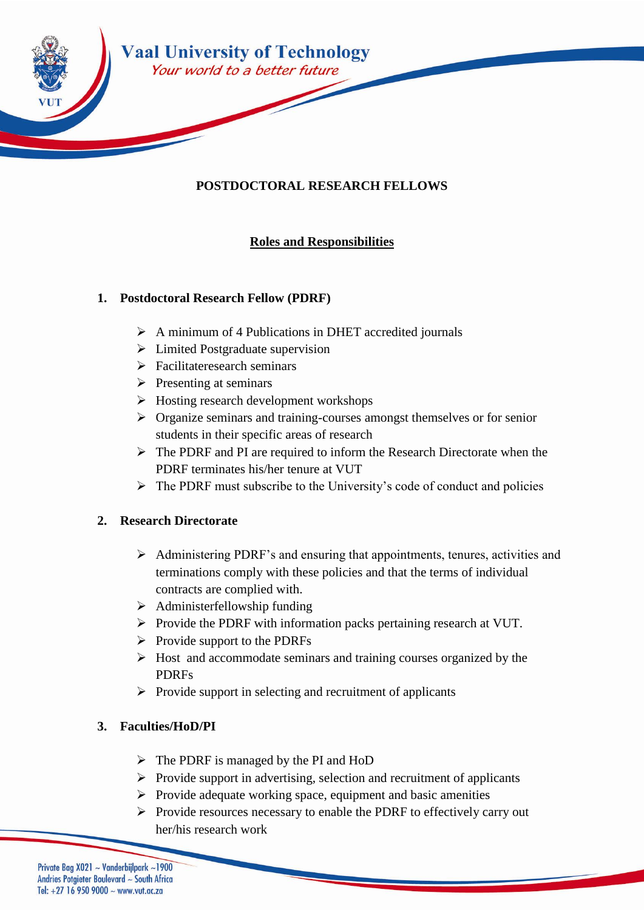Vaal University of Technology

*Your world to a better future*

**POSTDOCTORAL RESEARCH FELLOWS**

**Roles and Responsibilities**

## 1. Postdoctoral Research Fellow (PDRF)

- A minimum of 4 Publications in DHET accredited journals
- Limited Postgraduate supervision
- Facilitateresearch seminars
- Presenting at seminars
- Hosting research development workshops
- Organize seminars and training-courses amongst themselves or for senior students in their specific areas of research
- The PDRF and PI are required to inform the Research Directorate when the PDRF terminates his/her tenure at VUT
- The PDRF must subscribe to the University's code of conduct and policies

## 2. Research Directorate

- Administering PDRF's and ensuring that appointments, tenures, activities and terminations comply with these policies and that the terms of individual contracts are complied with.
- Administerfellowship funding
- Provide the PDRF with information packs pertaining research at VUT.
- Provide support to the PDRFs
- Host and accommodate seminars and training courses organized by the PDRFs
- Provide support in selecting and recruitment of applicants

## 3. Faculties/HoD/PI

- The PDRF is managed by the PI and HoD
- Provide support in advertising, selection and recruitment of applicants
- Provide adequate working space, equipment and basic amenities
- Provide resources necessary to enable the PDRF to effectively carry out her/his research work

Private Bag X021 ~ Vanderbijlpark ~1900
Andries Potgieter Boulevard ~ South Africa
Tel: +27 16 950 9000 ~ www.vut.ac.za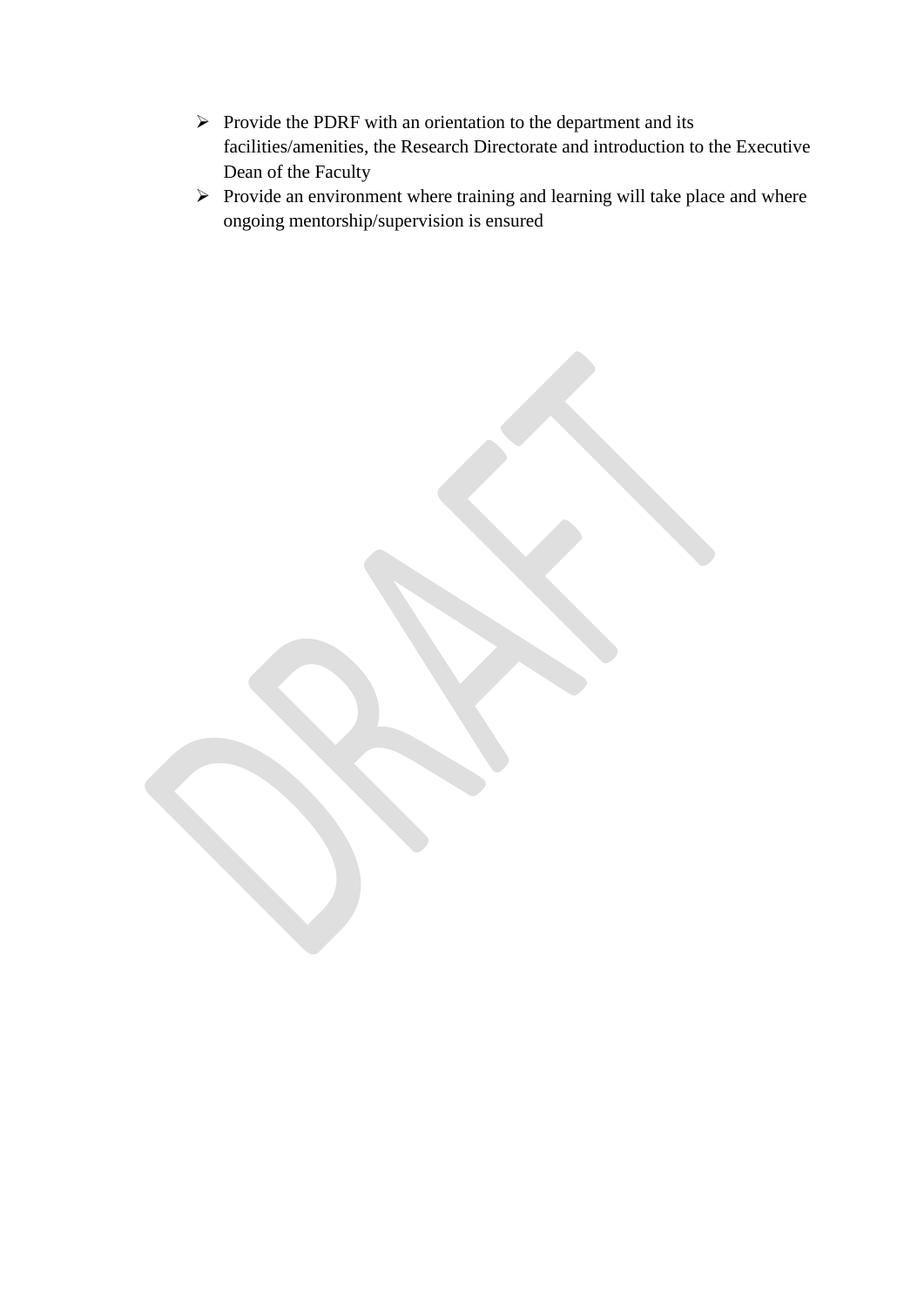- Provide the PDRF with an orientation to the department and its facilities/amenities, the Research Directorate and introduction to the Executive Dean of the Faculty
- Provide an environment where training and learning will take place and where ongoing mentorship/supervision is ensured